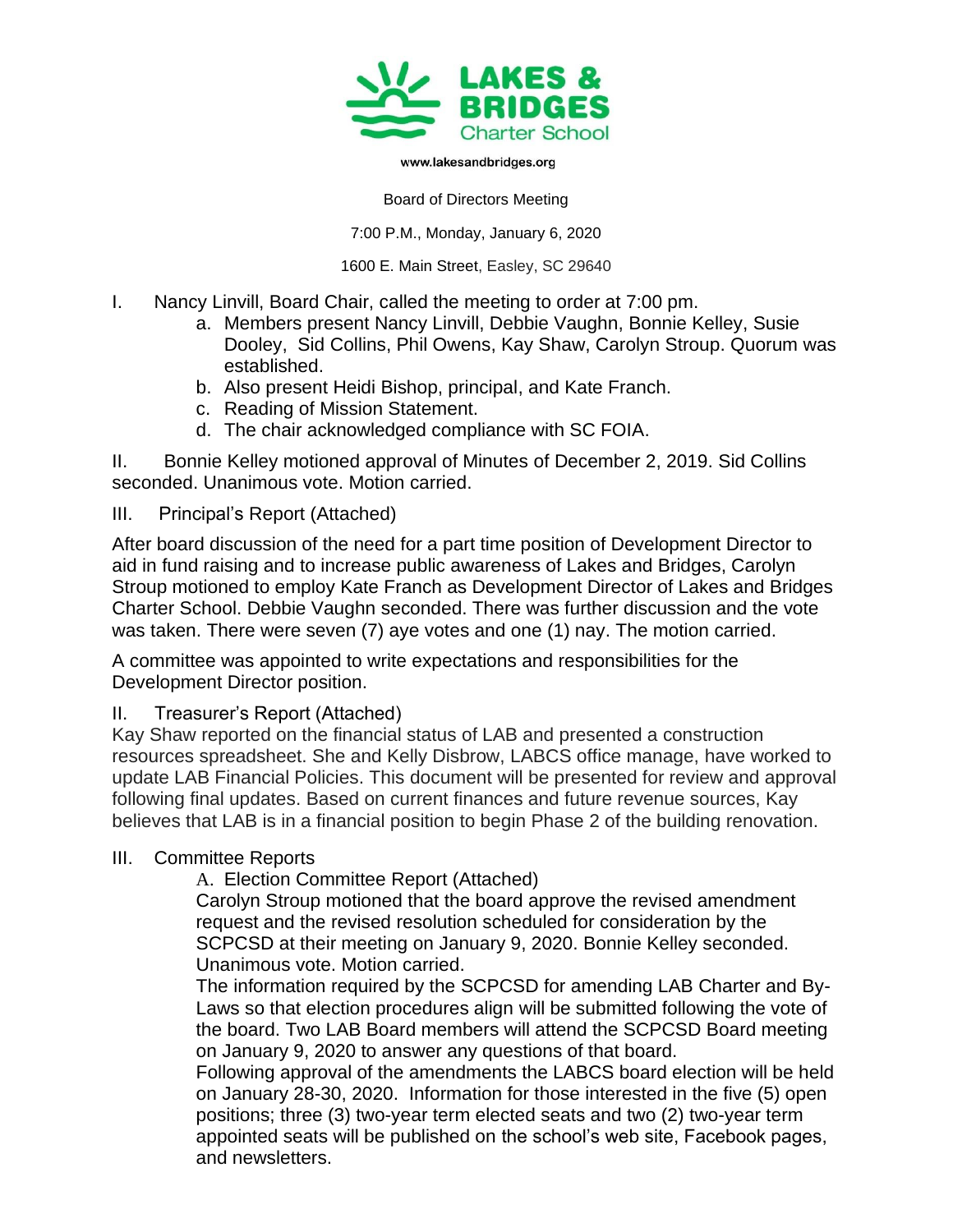**LAKES & BRIDGES Charter School**

www.lakesandbridges.org

Board of Directors Meeting

7:00 P.M., Monday, January 6, 2020

1600 E. Main Street, Easley, SC 29640

I. Nancy Linvill, Board Chair, called the meeting to order at 7:00 pm.
   a. Members present Nancy Linvill, Debbie Vaughn, Bonnie Kelley, Susie Dooley, Sid Collins, Phil Owens, Kay Shaw, Carolyn Stroup. Quorum was established.
   b. Also present Heidi Bishop, principal, and Kate Franch.
   c. Reading of Mission Statement.
   d. The chair acknowledged compliance with SC FOIA.

II. Bonnie Kelley motioned approval of Minutes of December 2, 2019. Sid Collins seconded. Unanimous vote. Motion carried.

III. Principal's Report (Attached)

After board discussion of the need for a part time position of Development Director to aid in fund raising and to increase public awareness of Lakes and Bridges, Carolyn Stroup motioned to employ Kate Franch as Development Director of Lakes and Bridges Charter School. Debbie Vaughn seconded. There was further discussion and the vote was taken. There were seven (7) aye votes and one (1) nay. The motion carried.

A committee was appointed to write expectations and responsibilities for the Development Director position.

II. Treasurer's Report (Attached)

Kay Shaw reported on the financial status of LAB and presented a construction resources spreadsheet. She and Kelly Disbrow, LABCS office manage, have worked to update LAB Financial Policies. This document will be presented for review and approval following final updates. Based on current finances and future revenue sources, Kay believes that LAB is in a financial position to begin Phase 2 of the building renovation.

III. Committee Reports

A. Election Committee Report (Attached)

Carolyn Stroup motioned that the board approve the revised amendment request and the revised resolution scheduled for consideration by the SCPCSD at their meeting on January 9, 2020. Bonnie Kelley seconded. Unanimous vote. Motion carried.

The information required by the SCPCSD for amending LAB Charter and By-Laws so that election procedures align will be submitted following the vote of the board. Two LAB Board members will attend the SCPCSD Board meeting on January 9, 2020 to answer any questions of that board.

Following approval of the amendments the LABCS board election will be held on January 28-30, 2020. Information for those interested in the five (5) open positions; three (3) two-year term elected seats and two (2) two-year term appointed seats will be published on the school's web site, Facebook pages, and newsletters.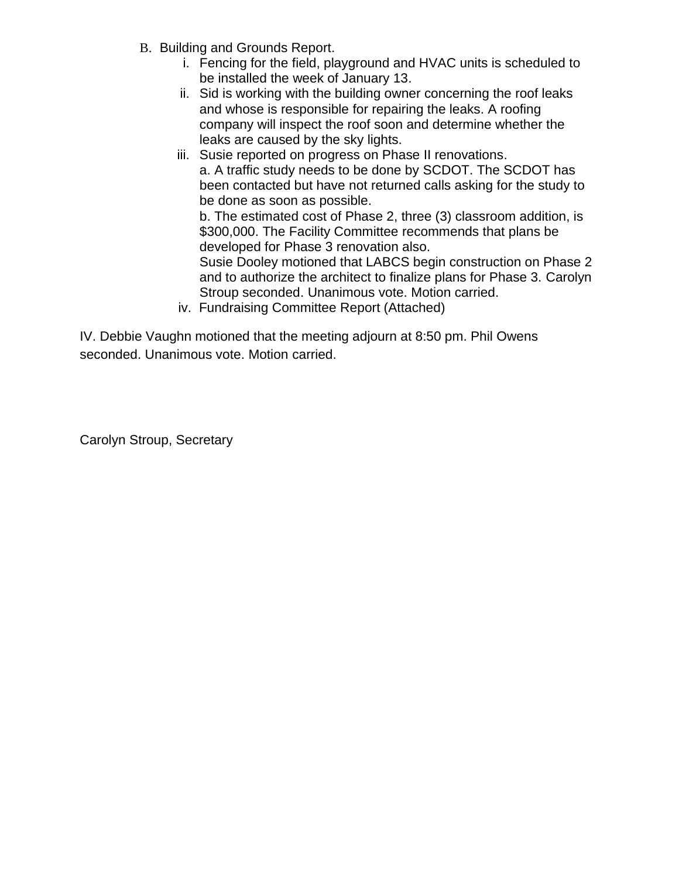B. Building and Grounds Report.

  i. Fencing for the field, playground and HVAC units is scheduled to be installed the week of January 13.

  ii. Sid is working with the building owner concerning the roof leaks and whose is responsible for repairing the leaks. A roofing company will inspect the roof soon and determine whether the leaks are caused by the sky lights.

  iii. Susie reported on progress on Phase II renovations.
  a. A traffic study needs to be done by SCDOT. The SCDOT has been contacted but have not returned calls asking for the study to be done as soon as possible.
  b. The estimated cost of Phase 2, three (3) classroom addition, is $300,000. The Facility Committee recommends that plans be developed for Phase 3 renovation also.
  Susie Dooley motioned that LABCS begin construction on Phase 2 and to authorize the architect to finalize plans for Phase 3. Carolyn Stroup seconded. Unanimous vote. Motion carried.

  iv. Fundraising Committee Report (Attached)

IV. Debbie Vaughn motioned that the meeting adjourn at 8:50 pm. Phil Owens seconded. Unanimous vote. Motion carried.

Carolyn Stroup, Secretary